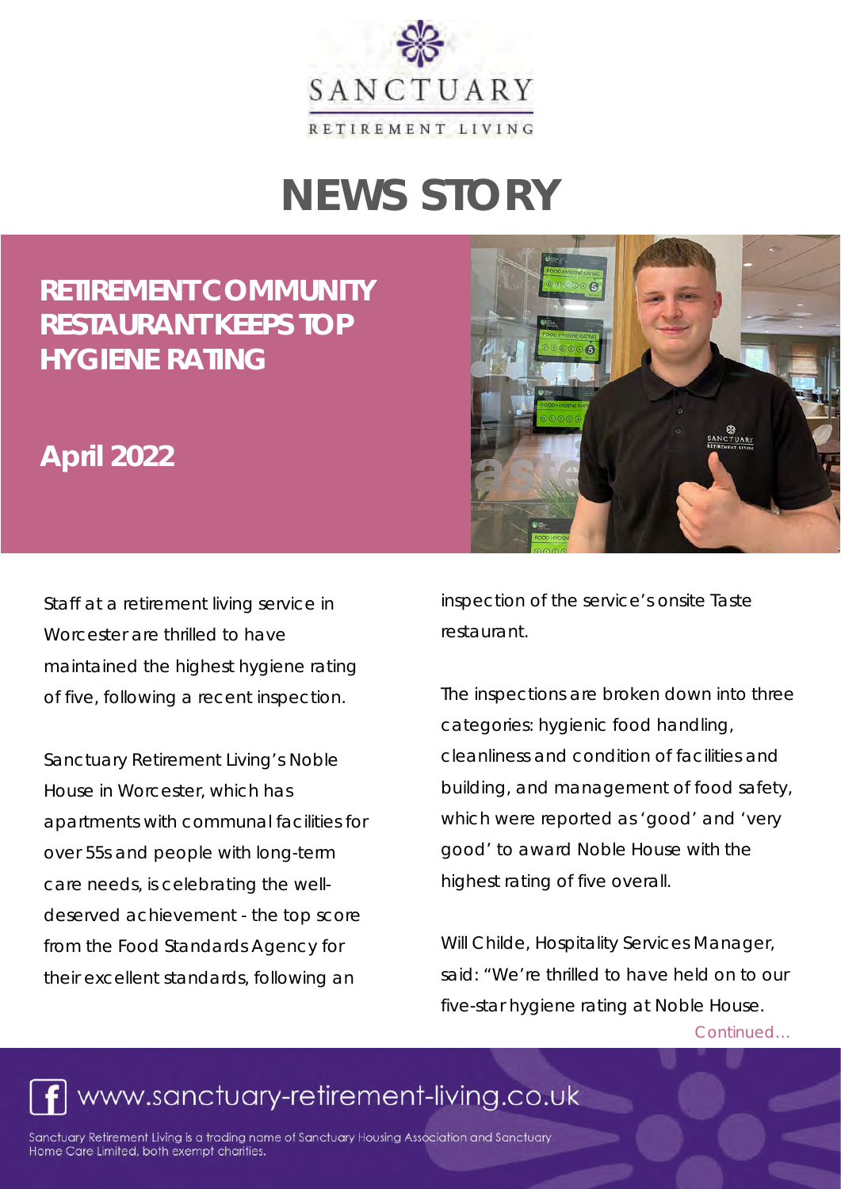# NEWS STORY

## RETIREMENT COMMUNITY RESTAURANT KEEPS TOP HYGIENE RATING

**April 2022**

Staff at a retirement living service in Worcester are thrilled to have maintained the highest hygiene rating of five, following a recent inspection.

Sanctuary Retirement Living's Noble House in Worcester, which has apartments with communal facilities for over 55s and people with long-term care needs, is celebrating the well-deserved achievement - the top score from the Food Standards Agency for their excellent standards, following an inspection of the service's onsite Taste restaurant.

The inspections are broken down into three categories: hygienic food handling, cleanliness and condition of facilities and building, and management of food safety, which were reported as 'good' and 'very good' to award Noble House with the highest rating of five overall.

Will Childe, Hospitality Services Manager, said: "We're thrilled to have held on to our five-star hygiene rating at Noble House.

Continued…

www.sanctuary-retirement-living.co.uk

Sanctuary Retirement Living is a trading name of Sanctuary Housing Association and Sanctuary Home Care Limited, both exempt charities.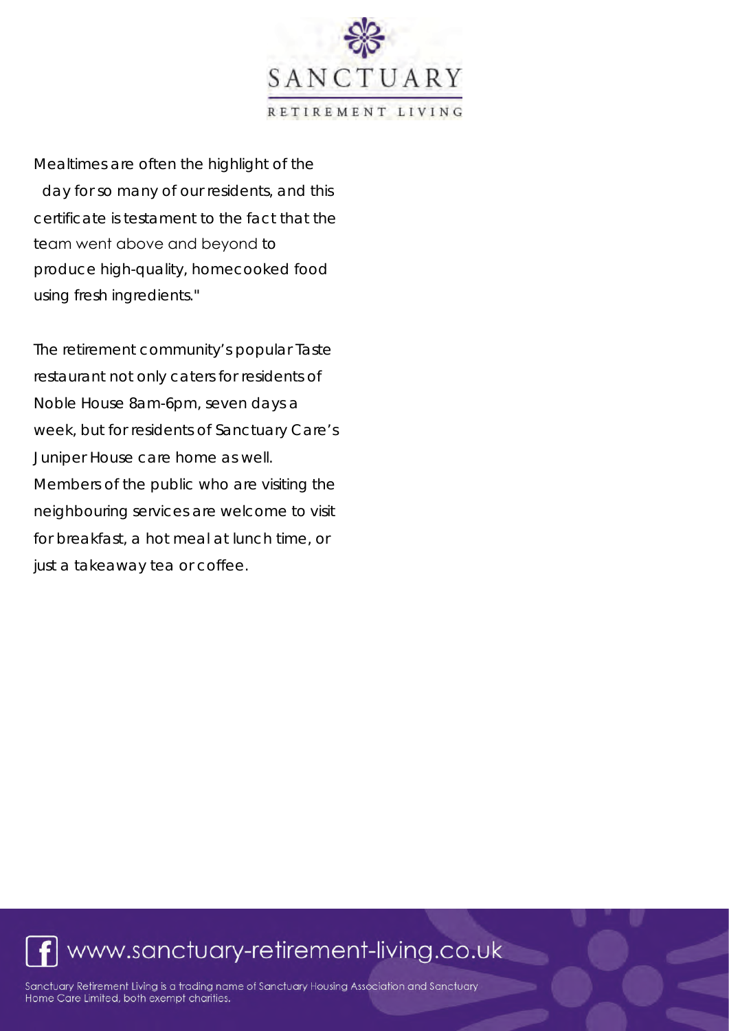Mealtimes are often the highlight of the day for so many of our residents, and this certificate is testament to the fact that the team went above and beyond to produce high-quality, homecooked food using fresh ingredients."

The retirement community's popular Taste restaurant not only caters for residents of Noble House 8am-6pm, seven days a week, but for residents of Sanctuary Care's Juniper House care home as well. Members of the public who are visiting the neighbouring services are welcome to visit for breakfast, a hot meal at lunch time, or just a takeaway tea or coffee.

www.sanctuary-retirement-living.co.uk

Sanctuary Retirement Living is a trading name of Sanctuary Housing Association and Sanctuary Home Care Limited, both exempt charities.